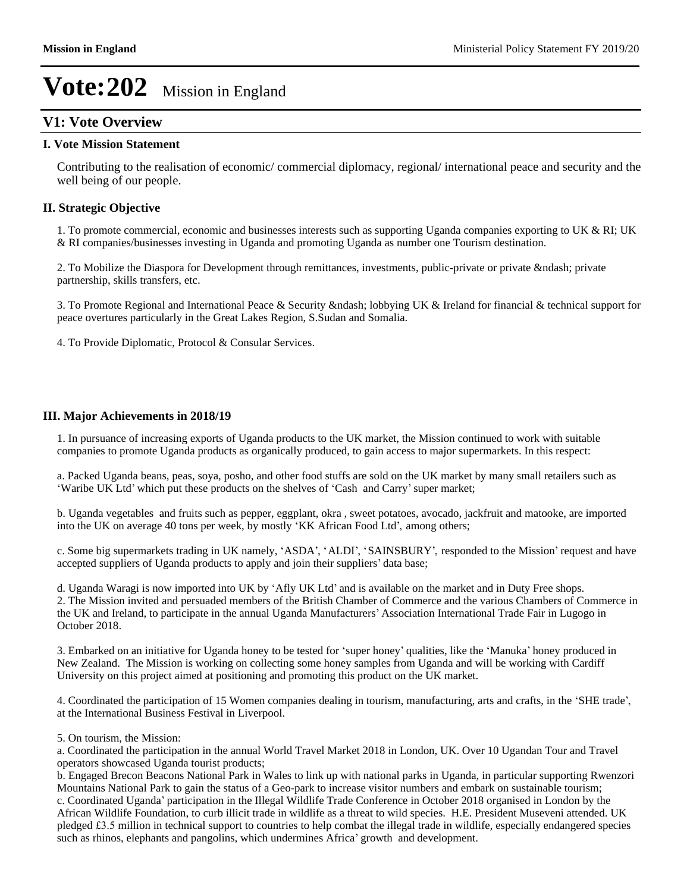# Vote:202 Mission in England

## V1: Vote Overview

### I. Vote Mission Statement

Contributing to the realisation of economic/ commercial diplomacy, regional/ international peace and security and the well being of our people.

### II. Strategic Objective

1. To promote commercial, economic and businesses interests such as supporting Uganda companies exporting to UK & RI; UK & RI companies/businesses investing in Uganda and promoting Uganda as number one Tourism destination.

2. To Mobilize the Diaspora for Development through remittances, investments, public-private or private &ndash; private partnership, skills transfers, etc.

3. To Promote Regional and International Peace & Security &ndash; lobbying UK & Ireland for financial & technical support for peace overtures particularly in the Great Lakes Region, S.Sudan and Somalia.

4. To Provide Diplomatic, Protocol & Consular Services.

### III. Major Achievements in 2018/19

1. In pursuance of increasing exports of Uganda products to the UK market, the Mission continued to work with suitable companies to promote Uganda products as organically produced, to gain access to major supermarkets. In this respect:

a. Packed Uganda beans, peas, soya, posho, and other food stuffs are sold on the UK market by many small retailers such as 'Waribe UK Ltd' which put these products on the shelves of 'Cash and Carry' super market;

b. Uganda vegetables and fruits such as pepper, eggplant, okra , sweet potatoes, avocado, jackfruit and matooke, are imported into the UK on average 40 tons per week, by mostly 'KK African Food Ltd', among others;

c. Some big supermarkets trading in UK namely, 'ASDA', 'ALDI', 'SAINSBURY', responded to the Mission' request and have accepted suppliers of Uganda products to apply and join their suppliers' data base;

d. Uganda Waragi is now imported into UK by 'Afly UK Ltd' and is available on the market and in Duty Free shops.
2. The Mission invited and persuaded members of the British Chamber of Commerce and the various Chambers of Commerce in the UK and Ireland, to participate in the annual Uganda Manufacturers' Association International Trade Fair in Lugogo in October 2018.

3. Embarked on an initiative for Uganda honey to be tested for 'super honey' qualities, like the 'Manuka' honey produced in New Zealand. The Mission is working on collecting some honey samples from Uganda and will be working with Cardiff University on this project aimed at positioning and promoting this product on the UK market.

4. Coordinated the participation of 15 Women companies dealing in tourism, manufacturing, arts and crafts, in the 'SHE trade', at the International Business Festival in Liverpool.

5. On tourism, the Mission:
a. Coordinated the participation in the annual World Travel Market 2018 in London, UK. Over 10 Ugandan Tour and Travel operators showcased Uganda tourist products;
b. Engaged Brecon Beacons National Park in Wales to link up with national parks in Uganda, in particular supporting Rwenzori Mountains National Park to gain the status of a Geo-park to increase visitor numbers and embark on sustainable tourism;
c. Coordinated Uganda' participation in the Illegal Wildlife Trade Conference in October 2018 organised in London by the African Wildlife Foundation, to curb illicit trade in wildlife as a threat to wild species. H.E. President Museveni attended. UK pledged £3.5 million in technical support to countries to help combat the illegal trade in wildlife, especially endangered species such as rhinos, elephants and pangolins, which undermines Africa' growth and development.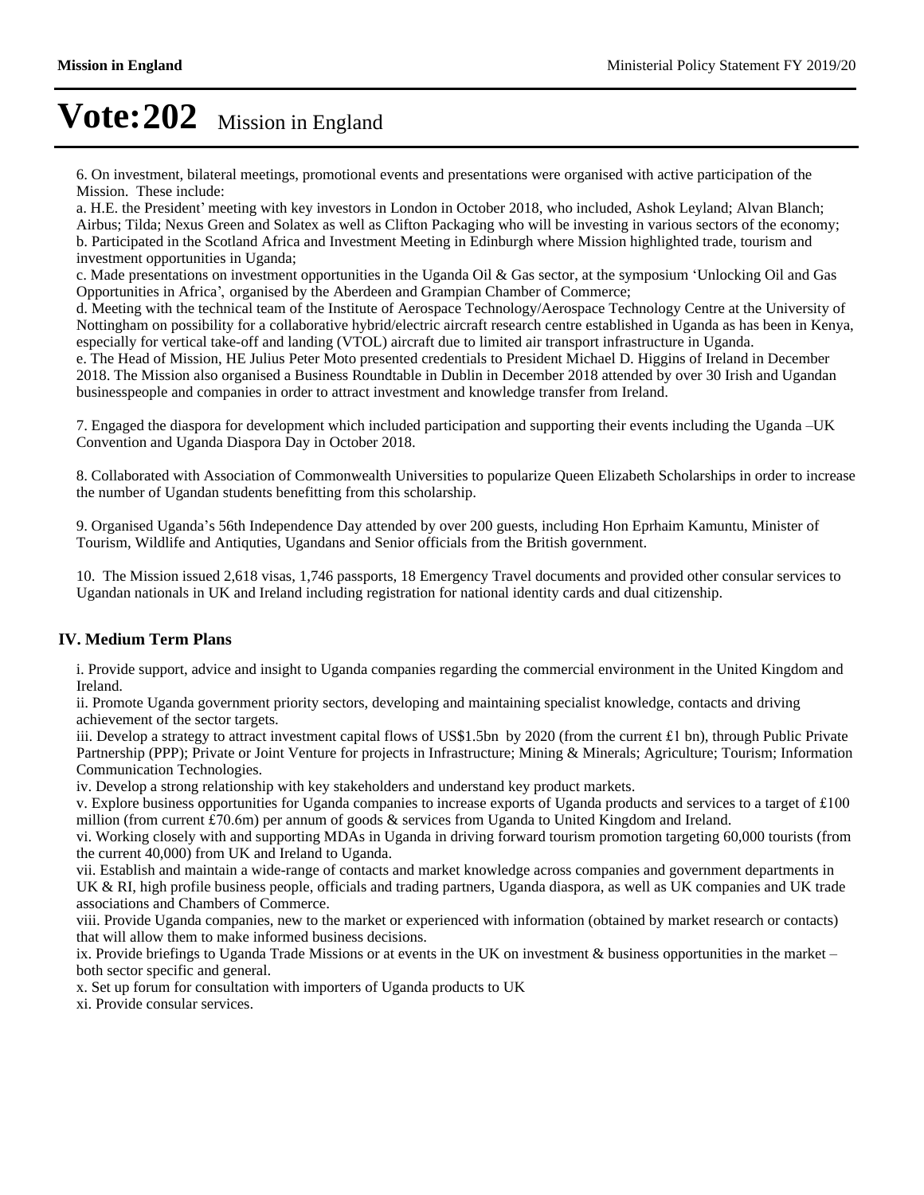# Vote:202 Mission in England

6. On investment, bilateral meetings, promotional events and presentations were organised with active participation of the Mission. These include:

a. H.E. the President' meeting with key investors in London in October 2018, who included, Ashok Leyland; Alvan Blanch; Airbus; Tilda; Nexus Green and Solatex as well as Clifton Packaging who will be investing in various sectors of the economy;

b. Participated in the Scotland Africa and Investment Meeting in Edinburgh where Mission highlighted trade, tourism and investment opportunities in Uganda;

c. Made presentations on investment opportunities in the Uganda Oil & Gas sector, at the symposium 'Unlocking Oil and Gas Opportunities in Africa', organised by the Aberdeen and Grampian Chamber of Commerce;

d. Meeting with the technical team of the Institute of Aerospace Technology/Aerospace Technology Centre at the University of Nottingham on possibility for a collaborative hybrid/electric aircraft research centre established in Uganda as has been in Kenya, especially for vertical take-off and landing (VTOL) aircraft due to limited air transport infrastructure in Uganda.

e. The Head of Mission, HE Julius Peter Moto presented credentials to President Michael D. Higgins of Ireland in December 2018. The Mission also organised a Business Roundtable in Dublin in December 2018 attended by over 30 Irish and Ugandan businesspeople and companies in order to attract investment and knowledge transfer from Ireland.

7. Engaged the diaspora for development which included participation and supporting their events including the Uganda –UK Convention and Uganda Diaspora Day in October 2018.

8. Collaborated with Association of Commonwealth Universities to popularize Queen Elizabeth Scholarships in order to increase the number of Ugandan students benefitting from this scholarship.

9. Organised Uganda's 56th Independence Day attended by over 200 guests, including Hon Eprhaim Kamuntu, Minister of Tourism, Wildlife and Antiquties, Ugandans and Senior officials from the British government.

10. The Mission issued 2,618 visas, 1,746 passports, 18 Emergency Travel documents and provided other consular services to Ugandan nationals in UK and Ireland including registration for national identity cards and dual citizenship.

## IV. Medium Term Plans

i. Provide support, advice and insight to Uganda companies regarding the commercial environment in the United Kingdom and Ireland.

ii. Promote Uganda government priority sectors, developing and maintaining specialist knowledge, contacts and driving achievement of the sector targets.

iii. Develop a strategy to attract investment capital flows of US$1.5bn by 2020 (from the current £1 bn), through Public Private Partnership (PPP); Private or Joint Venture for projects in Infrastructure; Mining & Minerals; Agriculture; Tourism; Information Communication Technologies.

iv. Develop a strong relationship with key stakeholders and understand key product markets.

v. Explore business opportunities for Uganda companies to increase exports of Uganda products and services to a target of £100 million (from current £70.6m) per annum of goods & services from Uganda to United Kingdom and Ireland.

vi. Working closely with and supporting MDAs in Uganda in driving forward tourism promotion targeting 60,000 tourists (from the current 40,000) from UK and Ireland to Uganda.

vii. Establish and maintain a wide-range of contacts and market knowledge across companies and government departments in UK & RI, high profile business people, officials and trading partners, Uganda diaspora, as well as UK companies and UK trade associations and Chambers of Commerce.

viii. Provide Uganda companies, new to the market or experienced with information (obtained by market research or contacts) that will allow them to make informed business decisions.

ix. Provide briefings to Uganda Trade Missions or at events in the UK on investment & business opportunities in the market – both sector specific and general.

x. Set up forum for consultation with importers of Uganda products to UK

xi. Provide consular services.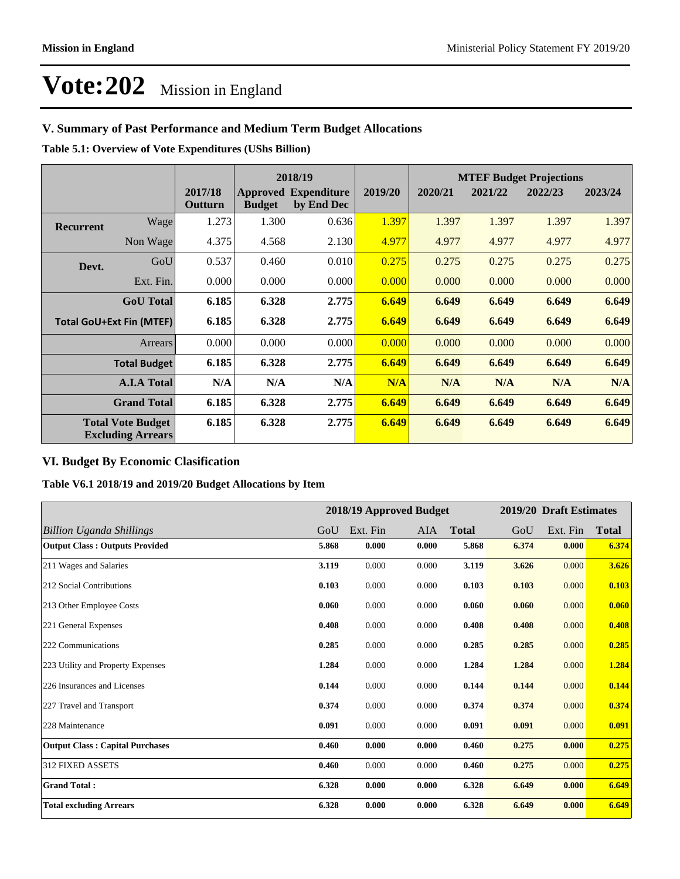# Vote:202 Mission in England

## V. Summary of Past Performance and Medium Term Budget Allocations

**Table 5.1: Overview of Vote Expenditures (UShs Billion)**

| | | | 2018/19 | | | MTEF Budget Projections | | | |
|---|---|---|---|---|---|---|---|---|---|
| | | 2017/18 Outturn | Approved Budget | Expenditure by End Dec | 2019/20 | 2020/21 | 2021/22 | 2022/23 | 2023/24 |
| **Recurrent** | Wage | 1.273 | 1.300 | 0.636 | 1.397 | 1.397 | 1.397 | 1.397 | 1.397 |
| | Non Wage | 4.375 | 4.568 | 2.130 | 4.977 | 4.977 | 4.977 | 4.977 | 4.977 |
| **Devt.** | GoU | 0.537 | 0.460 | 0.010 | 0.275 | 0.275 | 0.275 | 0.275 | 0.275 |
| | Ext. Fin. | 0.000 | 0.000 | 0.000 | 0.000 | 0.000 | 0.000 | 0.000 | 0.000 |
| | **GoU Total** | **6.185** | **6.328** | **2.775** | **6.649** | **6.649** | **6.649** | **6.649** | **6.649** |
| **Total GoU+Ext Fin (MTEF)** | | **6.185** | **6.328** | **2.775** | **6.649** | **6.649** | **6.649** | **6.649** | **6.649** |
| | Arrears | 0.000 | 0.000 | 0.000 | 0.000 | 0.000 | 0.000 | 0.000 | 0.000 |
| | **Total Budget** | **6.185** | **6.328** | **2.775** | **6.649** | **6.649** | **6.649** | **6.649** | **6.649** |
| | **A.I.A Total** | **N/A** | **N/A** | **N/A** | **N/A** | **N/A** | **N/A** | **N/A** | **N/A** |
| | **Grand Total** | **6.185** | **6.328** | **2.775** | **6.649** | **6.649** | **6.649** | **6.649** | **6.649** |
| | **Total Vote Budget Excluding Arrears** | **6.185** | **6.328** | **2.775** | **6.649** | **6.649** | **6.649** | **6.649** | **6.649** |

## VI. Budget By Economic Clasification

**Table V6.1 2018/19 and 2019/20 Budget Allocations by Item**

| | 2018/19 Approved Budget | | | | 2019/20 Draft Estimates | | |
|---|---|---|---|---|---|---|---|
| *Billion Uganda Shillings* | GoU | Ext. Fin | AIA | **Total** | GoU | Ext. Fin | **Total** |
| **Output Class : Outputs Provided** | **5.868** | **0.000** | **0.000** | **5.868** | **6.374** | **0.000** | **6.374** |
| 211 Wages and Salaries | **3.119** | 0.000 | 0.000 | **3.119** | **3.626** | 0.000 | **3.626** |
| 212 Social Contributions | **0.103** | 0.000 | 0.000 | **0.103** | **0.103** | 0.000 | **0.103** |
| 213 Other Employee Costs | **0.060** | 0.000 | 0.000 | **0.060** | **0.060** | 0.000 | **0.060** |
| 221 General Expenses | **0.408** | 0.000 | 0.000 | **0.408** | **0.408** | 0.000 | **0.408** |
| 222 Communications | **0.285** | 0.000 | 0.000 | **0.285** | **0.285** | 0.000 | **0.285** |
| 223 Utility and Property Expenses | **1.284** | 0.000 | 0.000 | **1.284** | **1.284** | 0.000 | **1.284** |
| 226 Insurances and Licenses | **0.144** | 0.000 | 0.000 | **0.144** | **0.144** | 0.000 | **0.144** |
| 227 Travel and Transport | **0.374** | 0.000 | 0.000 | **0.374** | **0.374** | 0.000 | **0.374** |
| 228 Maintenance | **0.091** | 0.000 | 0.000 | **0.091** | **0.091** | 0.000 | **0.091** |
| **Output Class : Capital Purchases** | **0.460** | **0.000** | **0.000** | **0.460** | **0.275** | **0.000** | **0.275** |
| 312 FIXED ASSETS | **0.460** | 0.000 | 0.000 | **0.460** | **0.275** | 0.000 | **0.275** |
| **Grand Total :** | **6.328** | **0.000** | **0.000** | **6.328** | **6.649** | **0.000** | **6.649** |
| **Total excluding Arrears** | **6.328** | **0.000** | **0.000** | **6.328** | **6.649** | **0.000** | **6.649** |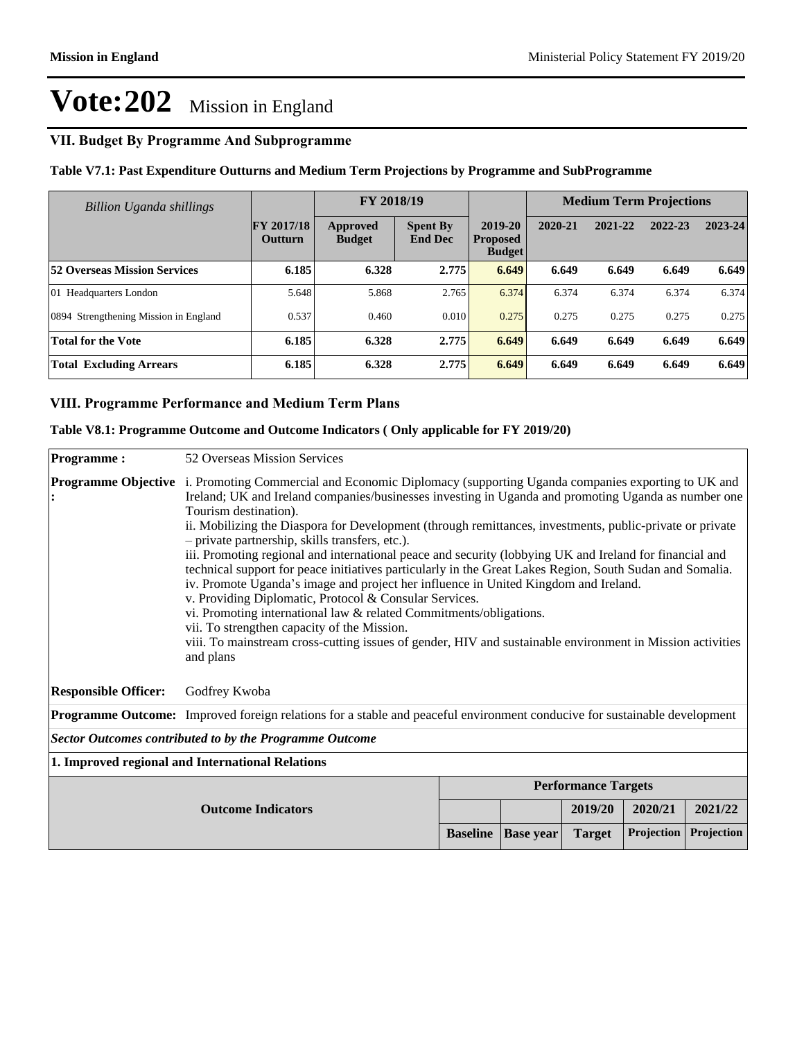# Vote:202 Mission in England

## VII. Budget By Programme And Subprogramme

**Table V7.1: Past Expenditure Outturns and Medium Term Projections by Programme and SubProgramme**

| *Billion Uganda shillings* | | FY 2018/19 | | | Medium Term Projections | | | |
|---|---|---|---|---|---|---|---|---|
| | **FY 2017/18 Outturn** | **Approved Budget** | **Spent By End Dec** | **2019-20 Proposed Budget** | **2020-21** | **2021-22** | **2022-23** | **2023-24** |
| **52 Overseas Mission Services** | **6.185** | **6.328** | **2.775** | **6.649** | **6.649** | **6.649** | **6.649** | **6.649** |
| 01 Headquarters London | 5.648 | 5.868 | 2.765 | 6.374 | 6.374 | 6.374 | 6.374 | 6.374 |
| 0894 Strengthening Mission in England | 0.537 | 0.460 | 0.010 | 0.275 | 0.275 | 0.275 | 0.275 | 0.275 |
| **Total for the Vote** | **6.185** | **6.328** | **2.775** | **6.649** | **6.649** | **6.649** | **6.649** | **6.649** |
| **Total Excluding Arrears** | **6.185** | **6.328** | **2.775** | **6.649** | **6.649** | **6.649** | **6.649** | **6.649** |

## VIII. Programme Performance and Medium Term Plans

**Table V8.1: Programme Outcome and Outcome Indicators ( Only applicable for FY 2019/20)**

**Programme :** 52 Overseas Mission Services

**Programme Objective :**
i. Promoting Commercial and Economic Diplomacy (supporting Uganda companies exporting to UK and Ireland; UK and Ireland companies/businesses investing in Uganda and promoting Uganda as number one Tourism destination).
ii. Mobilizing the Diaspora for Development (through remittances, investments, public-private or private – private partnership, skills transfers, etc.).
iii. Promoting regional and international peace and security (lobbying UK and Ireland for financial and technical support for peace initiatives particularly in the Great Lakes Region, South Sudan and Somalia.
iv. Promote Uganda's image and project her influence in United Kingdom and Ireland.
v. Providing Diplomatic, Protocol & Consular Services.
vi. Promoting international law & related Commitments/obligations.
vii. To strengthen capacity of the Mission.
viii. To mainstream cross-cutting issues of gender, HIV and sustainable environment in Mission activities and plans

**Responsible Officer:** Godfrey Kwoba

**Programme Outcome:** Improved foreign relations for a stable and peaceful environment conducive for sustainable development

***Sector Outcomes contributed to by the Programme Outcome***

**1. Improved regional and International Relations**

| Outcome Indicators | Performance Targets | | | | |
|---|---|---|---|---|---|
| | | | 2019/20 | 2020/21 | 2021/22 |
| | **Baseline** | **Base year** | **Target** | **Projection** | **Projection** |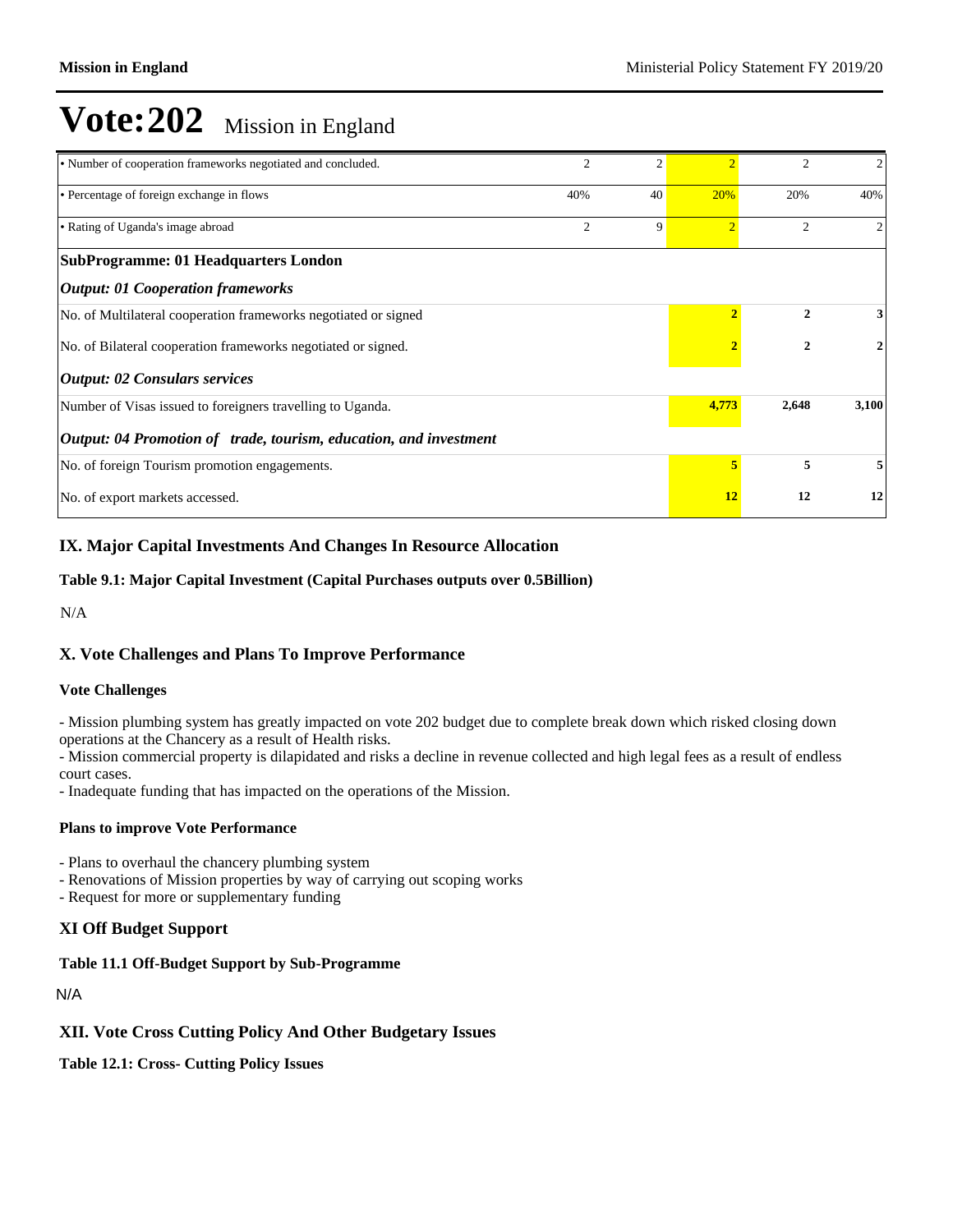# Vote:202 Mission in England

| | | | | | |
|---|---|---|---|---|---|
| • Number of cooperation frameworks negotiated and concluded. | 2 | 2 | 2 | 2 | 2 |
| • Percentage of foreign exchange in flows | 40% | 40 | 20% | 20% | 40% |
| • Rating of Uganda's image abroad | 2 | 9 | 2 | 2 | 2 |
| **SubProgramme: 01 Headquarters London** | | | | | |
| ***Output: 01 Cooperation frameworks*** | | | | | |
| No. of Multilateral cooperation frameworks negotiated or signed | | | **2** | **2** | **3** |
| No. of Bilateral cooperation frameworks negotiated or signed. | | | **2** | **2** | **2** |
| ***Output: 02 Consulars services*** | | | | | |
| Number of Visas issued to foreigners travelling to Uganda. | | | **4,773** | **2,648** | **3,100** |
| ***Output: 04 Promotion of trade, tourism, education, and investment*** | | | | | |
| No. of foreign Tourism promotion engagements. | | | **5** | **5** | **5** |
| No. of export markets accessed. | | | **12** | **12** | **12** |

## IX. Major Capital Investments And Changes In Resource Allocation

**Table 9.1: Major Capital Investment (Capital Purchases outputs over 0.5Billion)**

N/A

## X. Vote Challenges and Plans To Improve Performance

**Vote Challenges**

- Mission plumbing system has greatly impacted on vote 202 budget due to complete break down which risked closing down operations at the Chancery as a result of Health risks.
- Mission commercial property is dilapidated and risks a decline in revenue collected and high legal fees as a result of endless court cases.
- Inadequate funding that has impacted on the operations of the Mission.

**Plans to improve Vote Performance**

- Plans to overhaul the chancery plumbing system
- Renovations of Mission properties by way of carrying out scoping works
- Request for more or supplementary funding

## XI Off Budget Support

**Table 11.1 Off-Budget Support by Sub-Programme**

N/A

## XII. Vote Cross Cutting Policy And Other Budgetary Issues

**Table 12.1: Cross- Cutting Policy Issues**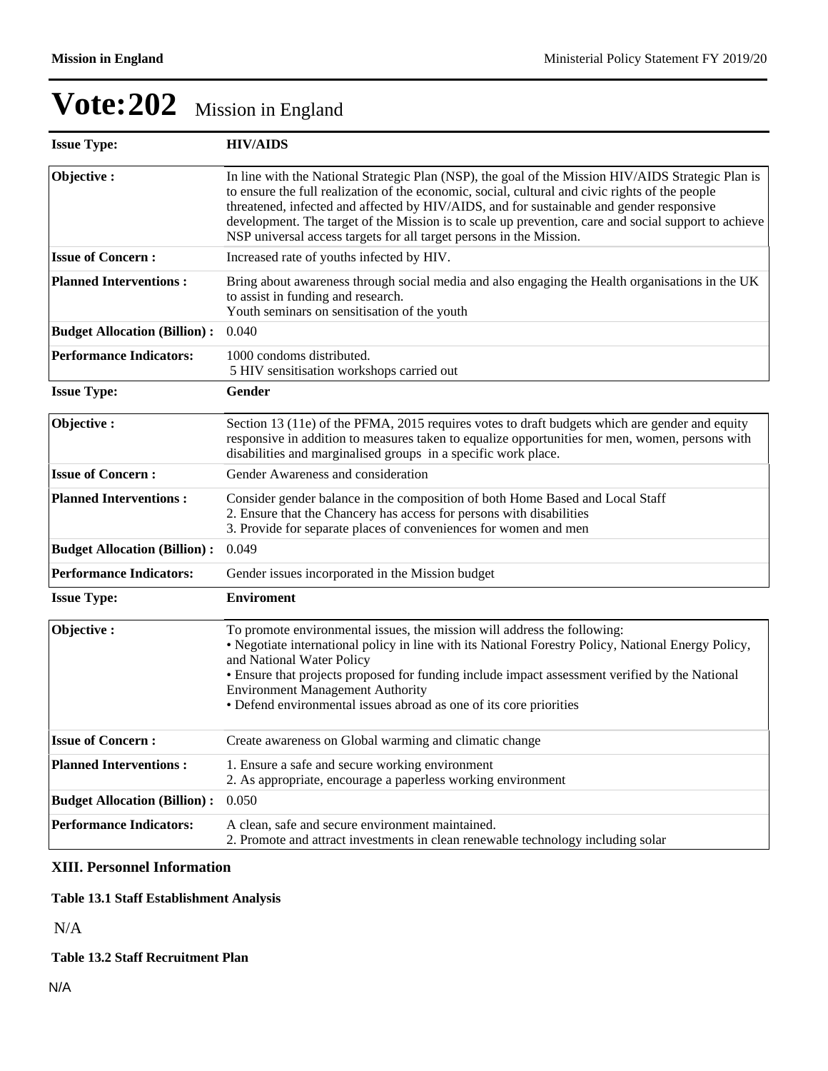# Vote:202 Mission in England

| Issue Type: | HIV/AIDS |
|---|---|
| Objective : | In line with the National Strategic Plan (NSP), the goal of the Mission HIV/AIDS Strategic Plan is to ensure the full realization of the economic, social, cultural and civic rights of the people threatened, infected and affected by HIV/AIDS, and for sustainable and gender responsive development. The target of the Mission is to scale up prevention, care and social support to achieve NSP universal access targets for all target persons in the Mission. |
| Issue of Concern : | Increased rate of youths infected by HIV. |
| Planned Interventions : | Bring about awareness through social media and also engaging the Health organisations in the UK to assist in funding and research.<br>Youth seminars on sensitisation of the youth |
| Budget Allocation (Billion) : | 0.040 |
| Performance Indicators: | 1000 condoms distributed.<br>5 HIV sensitisation workshops carried out |

| Issue Type: | Gender |
|---|---|
| Objective : | Section 13 (11e) of the PFMA, 2015 requires votes to draft budgets which are gender and equity responsive in addition to measures taken to equalize opportunities for men, women, persons with disabilities and marginalised groups in a specific work place. |
| Issue of Concern : | Gender Awareness and consideration |
| Planned Interventions : | Consider gender balance in the composition of both Home Based and Local Staff<br>2. Ensure that the Chancery has access for persons with disabilities<br>3. Provide for separate places of conveniences for women and men |
| Budget Allocation (Billion) : | 0.049 |
| Performance Indicators: | Gender issues incorporated in the Mission budget |

| Issue Type: | Enviroment |
|---|---|
| Objective : | To promote environmental issues, the mission will address the following:<br>• Negotiate international policy in line with its National Forestry Policy, National Energy Policy, and National Water Policy<br>• Ensure that projects proposed for funding include impact assessment verified by the National Environment Management Authority<br>• Defend environmental issues abroad as one of its core priorities |
| Issue of Concern : | Create awareness on Global warming and climatic change |
| Planned Interventions : | 1. Ensure a safe and secure working environment<br>2. As appropriate, encourage a paperless working environment |
| Budget Allocation (Billion) : | 0.050 |
| Performance Indicators: | A clean, safe and secure environment maintained.<br>2. Promote and attract investments in clean renewable technology including solar |

## XIII. Personnel Information

### Table 13.1 Staff Establishment Analysis

N/A

### Table 13.2 Staff Recruitment Plan

N/A